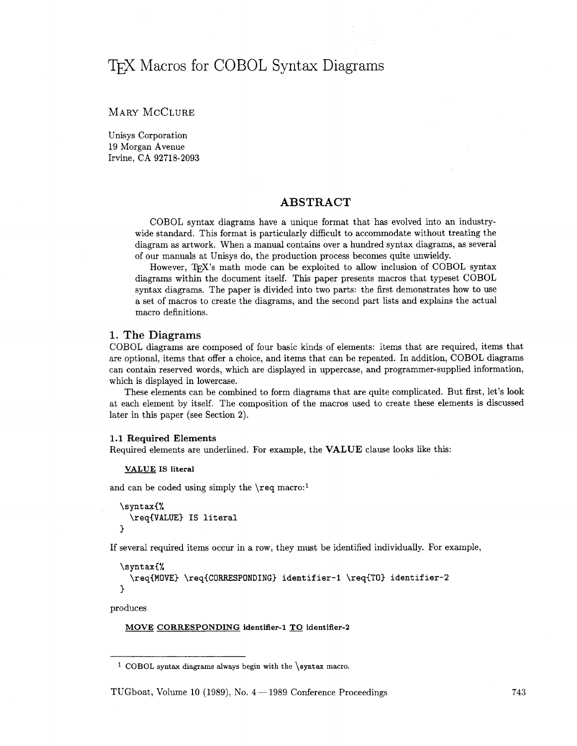# TEX Macros for COBOL Syntax Diagrams

MARY MCCLURE

Unisys Corporation
19 Morgan Avenue
Irvine, CA 92718-2093

## ABSTRACT

COBOL syntax diagrams have a unique format that has evolved into an industry-wide standard. This format is particularly difficult to accommodate without treating the diagram as artwork. When a manual contains over a hundred syntax diagrams, as several of our manuals at Unisys do, the production process becomes quite unwieldy.

However, TEX's math mode can be exploited to allow inclusion of COBOL syntax diagrams within the document itself. This paper presents macros that typeset COBOL syntax diagrams. The paper is divided into two parts: the first demonstrates how to use a set of macros to create the diagrams, and the second part lists and explains the actual macro definitions.

## 1. The Diagrams

COBOL diagrams are composed of four basic kinds of elements: items that are required, items that are optional, items that offer a choice, and items that can be repeated. In addition, COBOL diagrams can contain reserved words, which are displayed in uppercase, and programmer-supplied information, which is displayed in lowercase.

These elements can be combined to form diagrams that are quite complicated. But first, let's look at each element by itself. The composition of the macros used to create these elements is discussed later in this paper (see Section 2).

### 1.1 Required Elements

Required elements are underlined. For example, the **VALUE** clause looks like this:

<u>**VALUE**</u> **IS literal**

and can be coded using simply the \req macro:[1]

```
\syntax{%
  \req{VALUE} IS literal
}
```

If several required items occur in a row, they must be identified individually. For example,

```
\syntax{%
  \req{MOVE} \req{CORRESPONDING} identifier-1 \req{TO} identifier-2
}
```

produces

<u>**MOVE**</u> <u>**CORRESPONDING**</u> **identifier-1** <u>**TO**</u> **identifier-2**

---

[1] COBOL syntax diagrams always begin with the \syntax macro.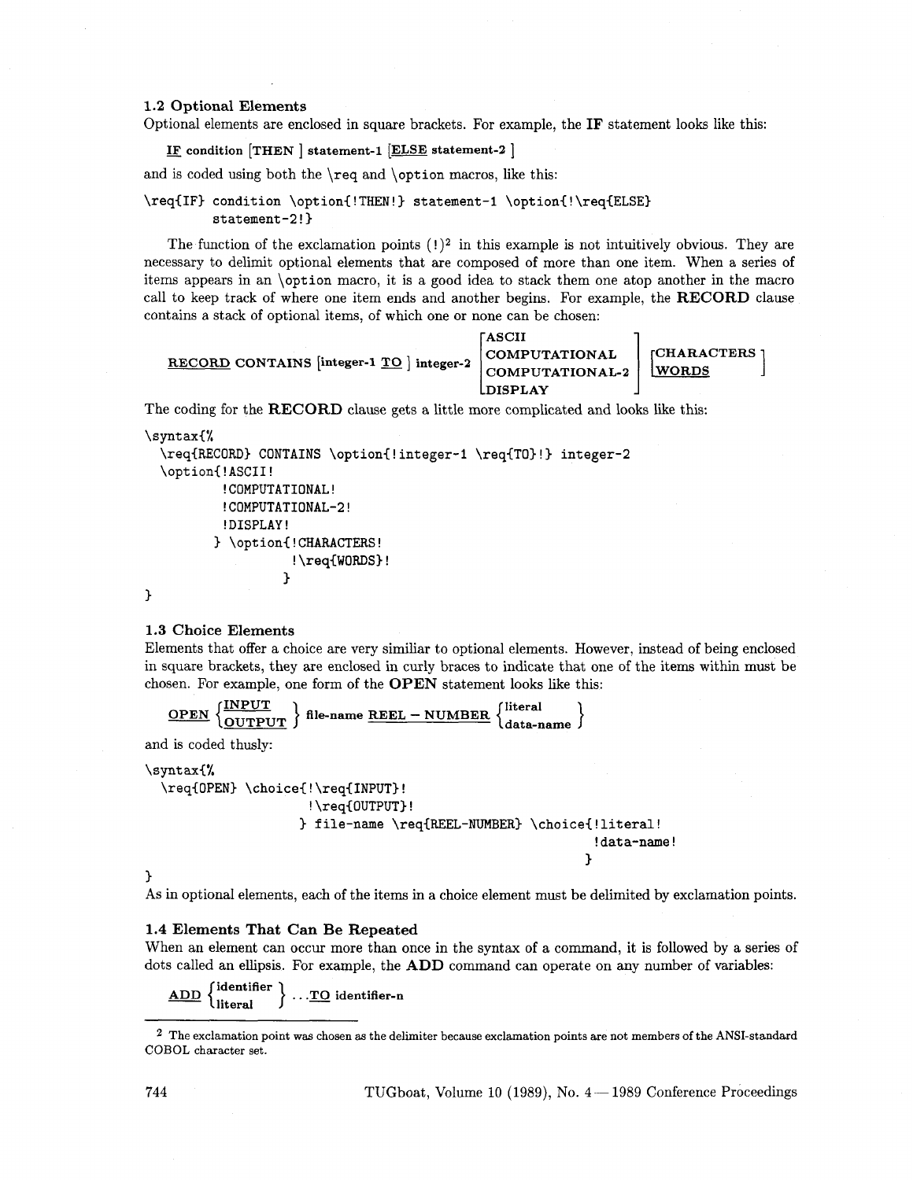### 1.2 Optional Elements

Optional elements are enclosed in square brackets. For example, the **IF** statement looks like this:

**IF condition [THEN ] statement-1 [ELSE statement-2 ]**

and is coded using both the \req and \option macros, like this:

```
\req{IF} condition \option{!THEN!} statement-1 \option{!\req{ELSE}
        statement-2!}
```

The function of the exclamation points (!)[2] in this example is not intuitively obvious. They are necessary to delimit optional elements that are composed of more than one item. When a series of items appears in an \option macro, it is a good idea to stack them one atop another in the macro call to keep track of where one item ends and another begins. For example, the **RECORD** clause contains a stack of optional items, of which one or none can be chosen:

**RECORD CONTAINS [integer-1 TO ] integer-2 [ASCII / COMPUTATIONAL / COMPUTATIONAL-2 / DISPLAY] [CHARACTERS / WORDS]**

The coding for the **RECORD** clause gets a little more complicated and looks like this:

```
\syntax{%
  \req{RECORD} CONTAINS \option{!integer-1 \req{TO}!} integer-2
  \option{!ASCII!
          !COMPUTATIONAL!
          !COMPUTATIONAL-2!
          !DISPLAY!
         } \option{!CHARACTERS!
                   !\req{WORDS}!
                  }
}
```

### 1.3 Choice Elements

Elements that offer a choice are very similiar to optional elements. However, instead of being enclosed in curly braces to indicate that one of the items within must be chosen. For example, one form of the **OPEN** statement looks like this:

**OPEN {INPUT / OUTPUT} file-name REEL – NUMBER {literal / data-name}**

and is coded thusly:

```
\syntax{%
  \req{OPEN} \choice{!\req{INPUT}!
                     !\req{OUTPUT}!
                    } file-name \req{REEL-NUMBER} \choice{!literal!
                                                          !data-name!
                                                         }
}
```

As in optional elements, each of the items in a choice element must be delimited by exclamation points.

### 1.4 Elements That Can Be Repeated

When an element can occur more than once in the syntax of a command, it is followed by a series of dots called an ellipsis. For example, the **ADD** command can operate on any number of variables:

**ADD {identifier / literal} ... TO identifier-n**

---

[2] The exclamation point was chosen as the delimiter because exclamation points are not members of the ANSI-standard COBOL character set.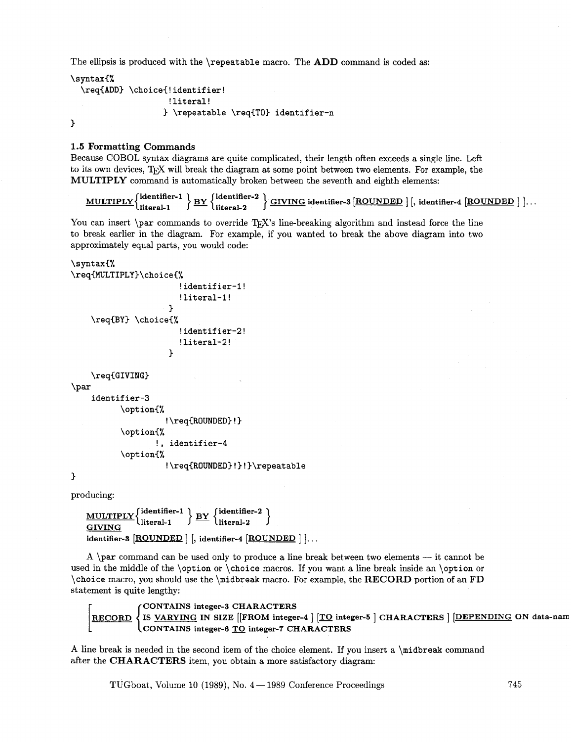The ellipsis is produced with the `\repeatable` macro. The **ADD** command is coded as:

```
\syntax{%
  \req{ADD} \choice{!identifier!
                    !literal!
                   } \repeatable \req{TO} identifier-n
}
```

### 1.5 Formatting Commands

Because COBOL syntax diagrams are quite complicated, their length often exceeds a single line. Left to its own devices, TEX will break the diagram at some point between two elements. For example, the **MULTIPLY** command is automatically broken between the seventh and eighth elements:

**MULTIPLY** { **identifier-1** / **literal-1** } **BY** { **identifier-2** / **literal-2** } **GIVING identifier-3** [**ROUNDED** ] [, **identifier-4** [**ROUNDED** ] ]...

You can insert `\par` commands to override TEX's line-breaking algorithm and instead force the line to break earlier in the diagram. For example, if you wanted to break the above diagram into two approximately equal parts, you would code:

```
\syntax{%
\req{MULTIPLY}\choice{%
                      !identifier-1!
                      !literal-1!
                     }
    \req{BY} \choice{%
                      !identifier-2!
                      !literal-2!
                     }

    \req{GIVING}
\par
     identifier-3
          \option{%
                   !\req{ROUNDED}!}
          \option{%
                !, identifier-4
          \option{%
                   !\req{ROUNDED}!}!}\repeatable
}
```

producing:

**MULTIPLY** { **identifier-1** / **literal-1** } **BY** { **identifier-2** / **literal-2** }
**GIVING**
**identifier-3** [**ROUNDED** ] [, **identifier-4** [**ROUNDED** ] ]...

A `\par` command can be used only to produce a line break between two elements — it cannot be used in the middle of the `\option` or `\choice` macros. If you want a line break inside an `\option` or `\choice` macro, you should use the `\midbreak` macro. For example, the **RECORD** portion of an **FD** statement is quite lengthy:

[ **RECORD** { **CONTAINS integer-3 CHARACTERS** / **IS VARYING IN SIZE** [[**FROM integer-4** ] [**TO integer-5** ] **CHARACTERS** ] [**DEPENDING ON data-nam** / **CONTAINS integer-6 TO integer-7 CHARACTERS** } ]

A line break is needed in the second item of the choice element. If you insert a `\midbreak` command after the **CHARACTERS** item, you obtain a more satisfactory diagram: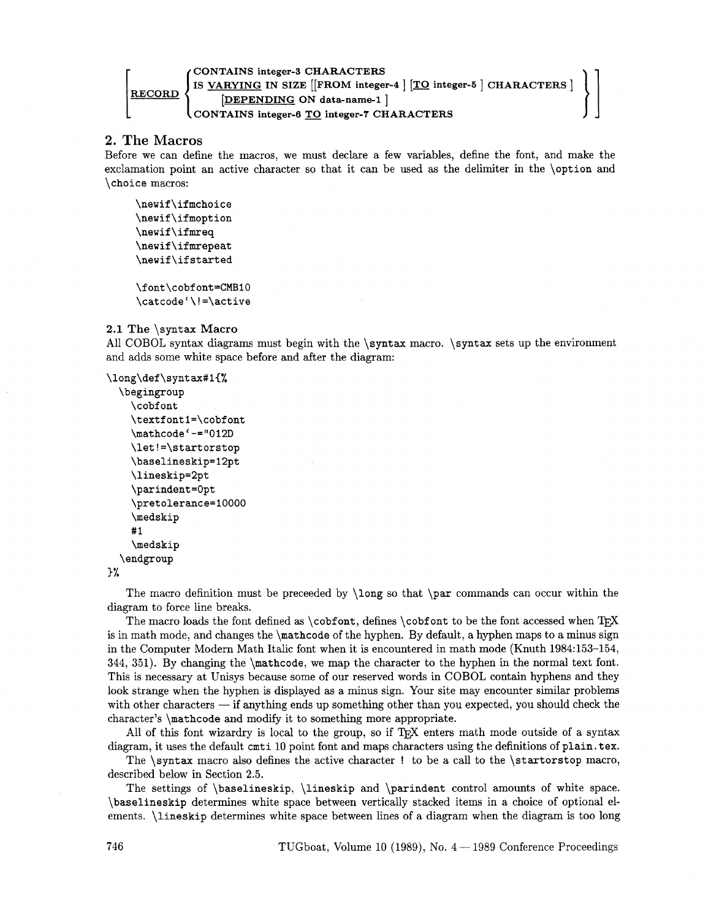```
[RECORD { CONTAINS integer-3 CHARACTERS
          IS VARYING IN SIZE [[FROM integer-4 ] [TO integer-5 ] CHARACTERS ]
              [DEPENDING ON data-name-1 ]
          CONTAINS integer-6 TO integer-7 CHARACTERS } ]
```

## 2. The Macros

Before we can define the macros, we must declare a few variables, define the font, and make the exclamation point an active character so that it can be used as the delimiter in the `\option` and `\choice` macros:

```
\newif\ifmchoice
\newif\ifmoption
\newif\ifmreq
\newif\ifmrepeat
\newif\ifstarted

\font\cobfont=CMB10
\catcode`\!=\active
```

### 2.1 The \syntax Macro

All COBOL syntax diagrams must begin with the `\syntax` macro. `\syntax` sets up the environment and adds some white space before and after the diagram:

```
\long\def\syntax#1{%
  \begingroup
    \cobfont
    \textfont1=\cobfont
    \mathcode`-="012D
    \let!=\startorstop
    \baselineskip=12pt
    \lineskip=2pt
    \parindent=0pt
    \pretolerance=10000
    \medskip
    #1
    \medskip
  \endgroup
}%
```

The macro definition must be preceeded by `\long` so that `\par` commands can occur within the diagram to force line breaks.

The macro loads the font defined as `\cobfont`, defines `\cobfont` to be the font accessed when TeX is in math mode, and changes the `\mathcode` of the hyphen. By default, a hyphen maps to a minus sign in the Computer Modern Math Italic font when it is encountered in math mode (Knuth 1984:153–154, 344, 351). By changing the `\mathcode`, we map the character to the hyphen in the normal text font. This is necessary at Unisys because some of our reserved words in COBOL contain hyphens and they look strange when the hyphen is displayed as a minus sign. Your site may encounter similar problems with other characters — if anything ends up something other than you expected, you should check the character's `\mathcode` and modify it to something more appropriate.

All of this font wizardry is local to the group, so if TeX enters math mode outside of a syntax diagram, it uses the default `cmti` 10 point font and maps characters using the definitions of `plain.tex`.

The `\syntax` macro also defines the active character `!` to be a call to the `\startorstop` macro, described below in Section 2.5.

The settings of `\baselineskip`, `\lineskip` and `\parindent` control amounts of white space. `\baselineskip` determines white space between vertically stacked items in a choice of optional elements. `\lineskip` determines white space between lines of a diagram when the diagram is too long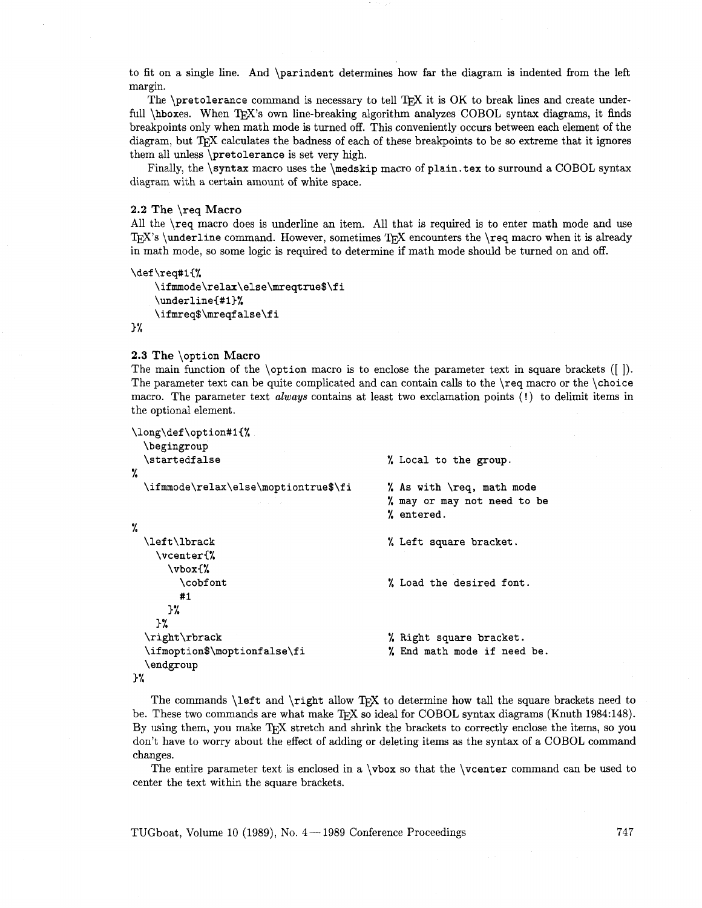to fit on a single line. And \parindent determines how far the diagram is indented from the left margin.

The \pretolerance command is necessary to tell TeX it is OK to break lines and create underfull \hboxes. When TeX's own line-breaking algorithm analyzes COBOL syntax diagrams, it finds breakpoints only when math mode is turned off. This conveniently occurs between each element of the diagram, but TeX calculates the badness of each of these breakpoints to be so extreme that it ignores them all unless \pretolerance is set very high.

Finally, the \syntax macro uses the \medskip macro of plain.tex to surround a COBOL syntax diagram with a certain amount of white space.

### 2.2 The \req Macro

All the \req macro does is underline an item. All that is required is to enter math mode and use TeX's \underline command. However, sometimes TeX encounters the \req macro when it is already in math mode, so some logic is required to determine if math mode should be turned on and off.

```
\def\req#1{%
     \ifmmode\relax\else\mreqtrue$\fi
     \underline{#1}%
     \ifmreq$\mreqfalse\fi
}%
```

### 2.3 The \option Macro

The main function of the \option macro is to enclose the parameter text in square brackets ([ ]). The parameter text can be quite complicated and can contain calls to the \req macro or the \choice macro. The parameter text *always* contains at least two exclamation points (!) to delimit items in the optional element.

```
\long\def\option#1{%
  \begingroup
  \startedfalse                         % Local to the group.
%
  \ifmmode\relax\else\moptiontrue$\fi   % As with \req, math mode
                                        % may or may not need to be
                                        % entered.
%
  \left\lbrack                          % Left square bracket.
    \vcenter{%
      \vbox{%
        \cobfont                        % Load the desired font.
        #1
      }%
    }%
  \right\rbrack                         % Right square bracket.
  \ifmoption$\moptionfalse\fi           % End math mode if need be.
  \endgroup
}%
```

The commands \left and \right allow TeX to determine how tall the square brackets need to be. These two commands are what make TeX so ideal for COBOL syntax diagrams (Knuth 1984:148). By using them, you make TeX stretch and shrink the brackets to correctly enclose the items, so you don't have to worry about the effect of adding or deleting items as the syntax of a COBOL command changes.

The entire parameter text is enclosed in a \vbox so that the \vcenter command can be used to center the text within the square brackets.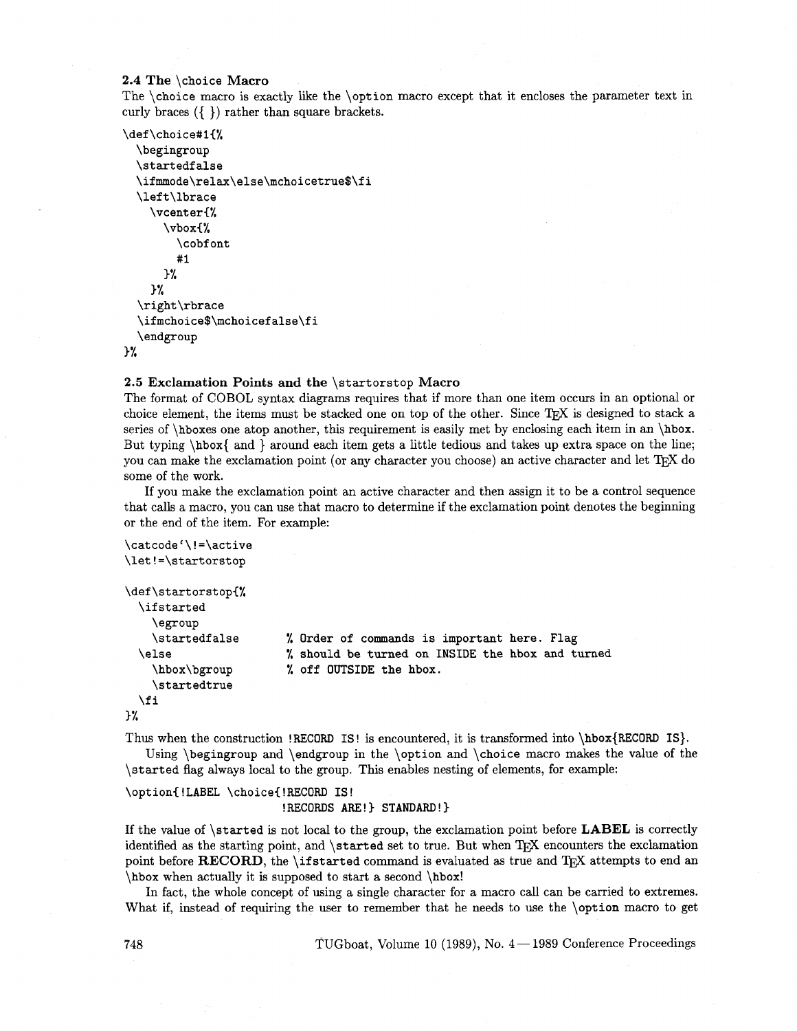### 2.4 The `\choice` Macro

The `\choice` macro is exactly like the `\option` macro except that it encloses the parameter text in curly braces ({ }) rather than square brackets.

```
\def\choice#1{%
  \begingroup
  \startedfalse
  \ifmmode\relax\else\mchoicetrue$\fi
  \left\lbrace
    \vcenter{%
      \vbox{%
        \cobfont
        #1
      }%
    }%
  \right\rbrace
  \ifmchoice$\mchoicefalse\fi
  \endgroup
}%
```

### 2.5 Exclamation Points and the `\startorstop` Macro

The format of COBOL syntax diagrams requires that if more than one item occurs in an optional or choice element, the items must be stacked one on top of the other. Since TEX is designed to stack a series of `\hbox`es one atop another, this requirement is easily met by enclosing each item in an `\hbox`. But typing `\hbox{` and `}` around each item gets a little tedious and takes up extra space on the line; you can make the exclamation point (or any character you choose) an active character and let TEX do some of the work.

If you make the exclamation point an active character and then assign it to be a control sequence that calls a macro, you can use that macro to determine if the exclamation point denotes the beginning or the end of the item. For example:

```
\catcode`\!=\active
\let!=\startorstop

\def\startorstop{%
  \ifstarted
    \egroup
    \startedfalse        % Order of commands is important here. Flag
  \else                  % should be turned on INSIDE the hbox and turned
    \hbox\bgroup         % off OUTSIDE the hbox.
    \startedtrue
  \fi
}%
```

Thus when the construction `!RECORD IS!` is encountered, it is transformed into `\hbox{RECORD IS}`.

Using `\begingroup` and `\endgroup` in the `\option` and `\choice` macro makes the value of the `\started` flag always local to the group. This enables nesting of elements, for example:

```
\option{!LABEL \choice{!RECORD IS!
                       !RECORDS ARE!} STANDARD!}
```

If the value of `\started` is not local to the group, the exclamation point before **LABEL** is correctly identified as the starting point, and `\started` set to true. But when TEX encounters the exclamation point before **RECORD**, the `\ifstarted` command is evaluated as true and TEX attempts to end an `\hbox` when actually it is supposed to start a second `\hbox`!

In fact, the whole concept of using a single character for a macro call can be carried to extremes. What if, instead of requiring the user to remember that he needs to use the `\option` macro to get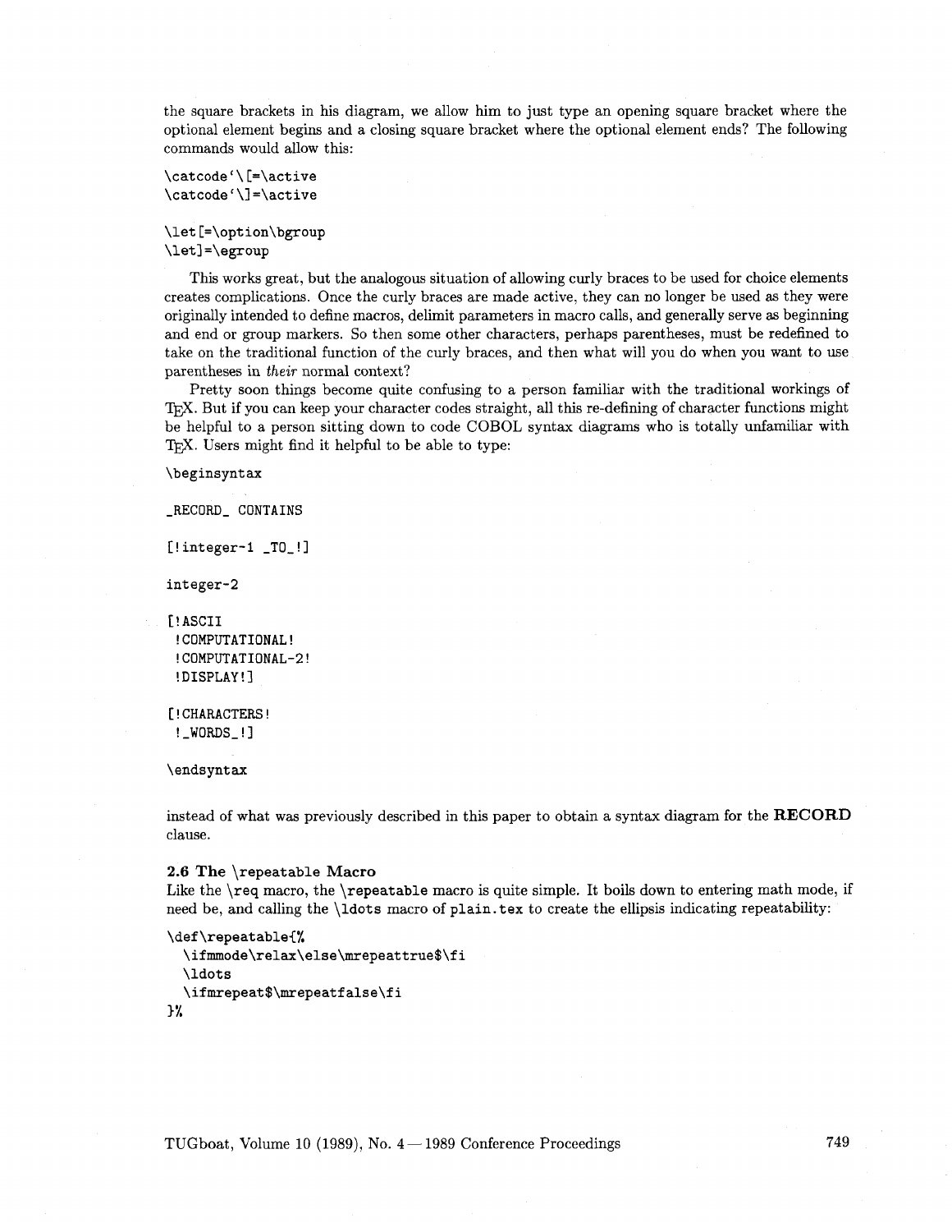the square brackets in his diagram, we allow him to just type an opening square bracket where the optional element begins and a closing square bracket where the optional element ends? The following commands would allow this:

```
\catcode`\[=\active
\catcode`\]=\active

\let[=\option\bgroup
\let]=\egroup
```

This works great, but the analogous situation of allowing curly braces to be used for choice elements creates complications. Once the curly braces are made active, they can no longer be used as they were originally intended to define macros, delimit parameters in macro calls, and generally serve as beginning and end or group markers. So then some other characters, perhaps parentheses, must be redefined to take on the traditional function of the curly braces, and then what will you do when you want to use parentheses in *their* normal context?

Pretty soon things become quite confusing to a person familiar with the traditional workings of TeX. But if you can keep your character codes straight, all this re-defining of character functions might be helpful to a person sitting down to code COBOL syntax diagrams who is totally unfamiliar with TeX. Users might find it helpful to be able to type:

```
\beginsyntax

_RECORD_ CONTAINS

[!integer-1 _TO_!]

integer-2

[!ASCII
 !COMPUTATIONAL!
 !COMPUTATIONAL-2!
 !DISPLAY!]

[!CHARACTERS!
 !_WORDS_!]

\endsyntax
```

instead of what was previously described in this paper to obtain a syntax diagram for the **RECORD** clause.

### 2.6 The `\repeatable` Macro

Like the `\req` macro, the `\repeatable` macro is quite simple. It boils down to entering math mode, if need be, and calling the `\ldots` macro of `plain.tex` to create the ellipsis indicating repeatability:

```
\def\repeatable{%
  \ifmmode\relax\else\mrepeattrue$\fi
  \ldots
  \ifmrepeat$\mrepeatfalse\fi
}%
```